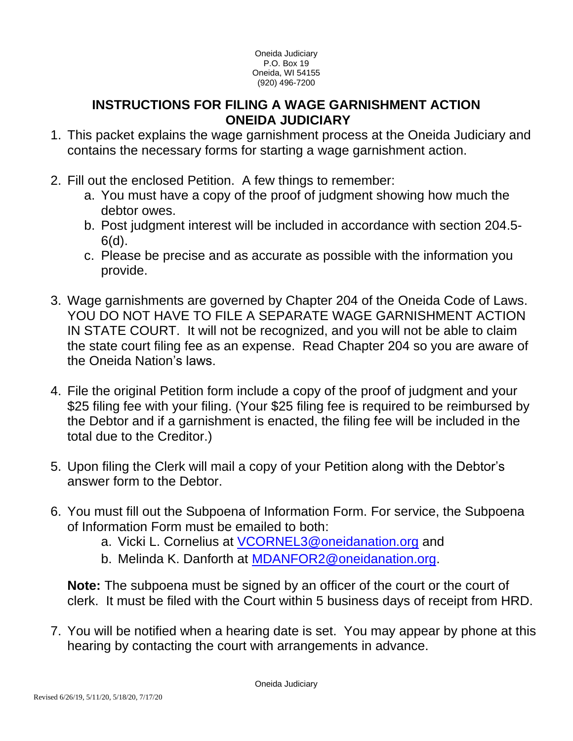Oneida Judiciary
P.O. Box 19
Oneida, WI 54155
(920) 496-7200

# INSTRUCTIONS FOR FILING A WAGE GARNISHMENT ACTION ONEIDA JUDICIARY

1. This packet explains the wage garnishment process at the Oneida Judiciary and contains the necessary forms for starting a wage garnishment action.

2. Fill out the enclosed Petition. A few things to remember:
   a. You must have a copy of the proof of judgment showing how much the debtor owes.
   b. Post judgment interest will be included in accordance with section 204.5-6(d).
   c. Please be precise and as accurate as possible with the information you provide.

3. Wage garnishments are governed by Chapter 204 of the Oneida Code of Laws. YOU DO NOT HAVE TO FILE A SEPARATE WAGE GARNISHMENT ACTION IN STATE COURT. It will not be recognized, and you will not be able to claim the state court filing fee as an expense. Read Chapter 204 so you are aware of the Oneida Nation's laws.

4. File the original Petition form include a copy of the proof of judgment and your $25 filing fee with your filing. (Your $25 filing fee is required to be reimbursed by the Debtor and if a garnishment is enacted, the filing fee will be included in the total due to the Creditor.)

5. Upon filing the Clerk will mail a copy of your Petition along with the Debtor's answer form to the Debtor.

6. You must fill out the Subpoena of Information Form. For service, the Subpoena of Information Form must be emailed to both:
   a. Vicki L. Cornelius at VCORNEL3@oneidanation.org and
   b. Melinda K. Danforth at MDANFOR2@oneidanation.org.

   **Note:** The subpoena must be signed by an officer of the court or the court of clerk. It must be filed with the Court within 5 business days of receipt from HRD.

7. You will be notified when a hearing date is set. You may appear by phone at this hearing by contacting the court with arrangements in advance.

Revised 6/26/19, 5/11/20, 5/18/20, 7/17/20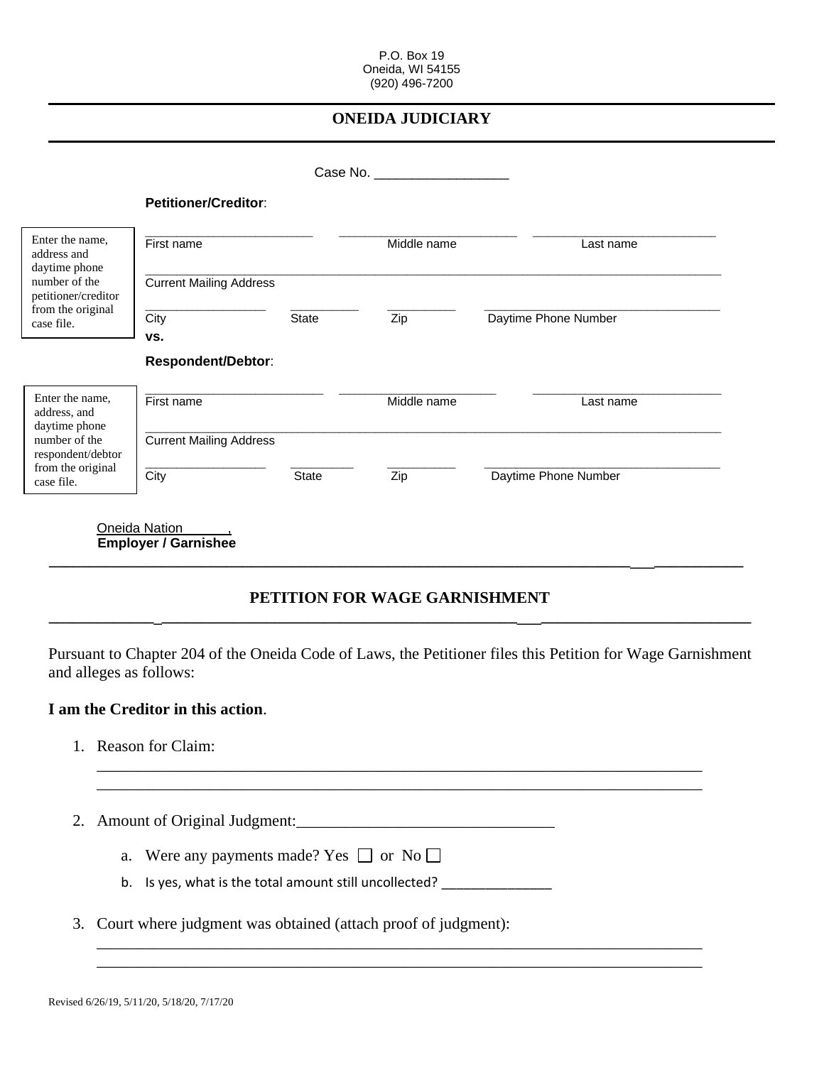P.O. Box 19
Oneida, WI 54155
(920) 496-7200

## ONEIDA JUDICIARY

Case No. __________________

**Petitioner/Creditor**:

Enter the name, address and daytime phone number of the petitioner/creditor from the original case file.

________________________ ________________________ ________________________
First name Middle name Last name

________________________________________________________________________________
Current Mailing Address

__________________ __________ __________ __________________________________
City State Zip Daytime Phone Number

**vs.**

**Respondent/Debtor**:

Enter the name, address, and daytime phone number of the respondent/debtor from the original case file.

________________________ ________________________ ________________________
First name Middle name Last name

________________________________________________________________________________
Current Mailing Address

__________________ __________ __________ __________________________________
City State Zip Daytime Phone Number

Oneida Nation ,
**Employer / Garnishee**

## PETITION FOR WAGE GARNISHMENT

Pursuant to Chapter 204 of the Oneida Code of Laws, the Petitioner files this Petition for Wage Garnishment and alleges as follows:

**I am the Creditor in this action**.

1. Reason for Claim:
   ___________________________________________________________________________
   ___________________________________________________________________________

2. Amount of Original Judgment:________________________________
   a. Were any payments made? Yes ☐ or No ☐
   b. Is yes, what is the total amount still uncollected? _______________

3. Court where judgment was obtained (attach proof of judgment):
   ___________________________________________________________________________
   ___________________________________________________________________________

Revised 6/26/19, 5/11/20, 5/18/20, 7/17/20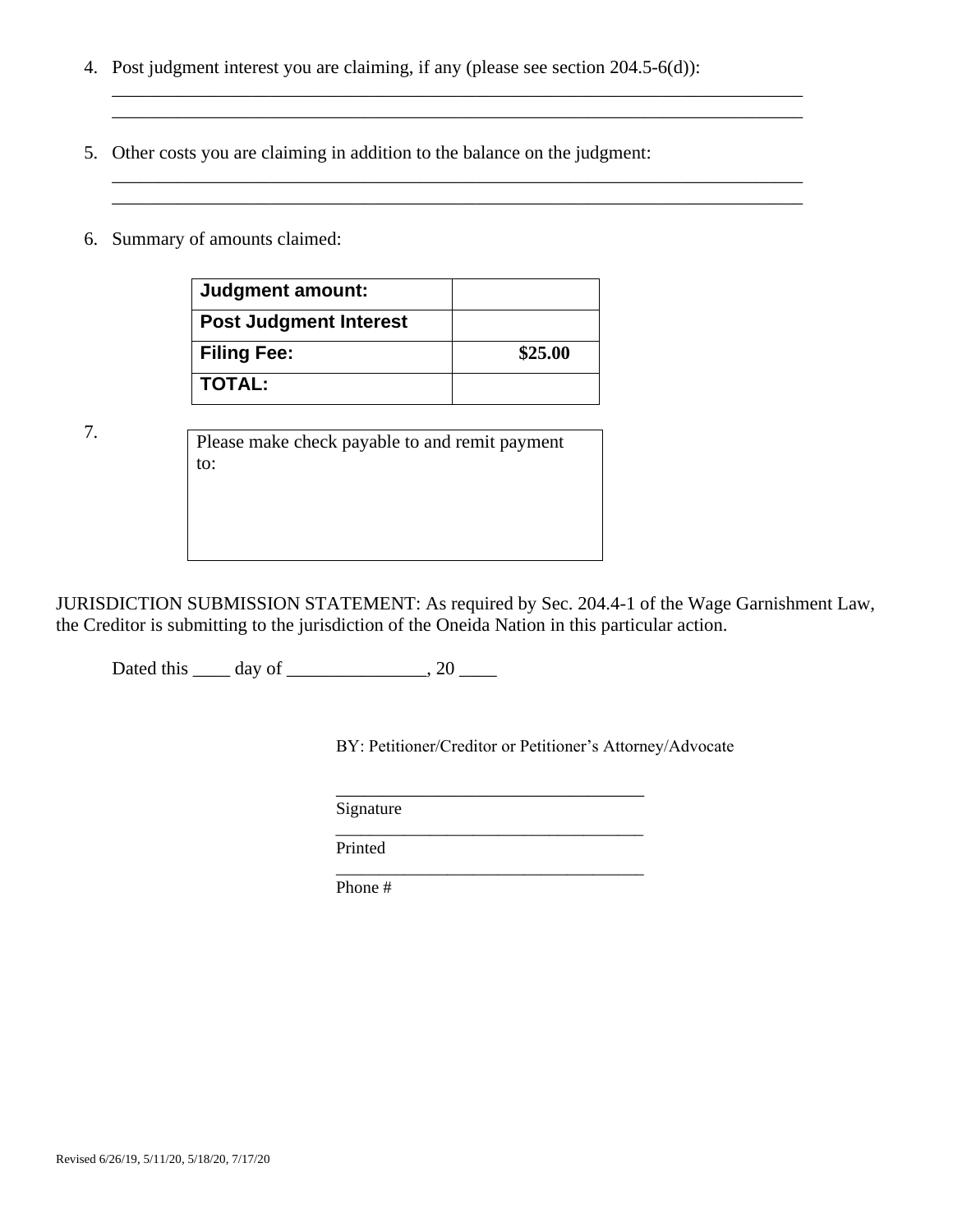4. Post judgment interest you are claiming, if any (please see section 204.5-6(d)):
______________________________________________________________________________
______________________________________________________________________________

5. Other costs you are claiming in addition to the balance on the judgment:
______________________________________________________________________________
______________________________________________________________________________

6. Summary of amounts claimed:

| | |
|---|---|
| **Judgment amount:** | |
| **Post Judgment Interest** | |
| **Filing Fee:** | **$25.00** |
| **TOTAL:** | |

7. Please make check payable to and remit payment to:

JURISDICTION SUBMISSION STATEMENT: As required by Sec. 204.4-1 of the Wage Garnishment Law, the Creditor is submitting to the jurisdiction of the Oneida Nation in this particular action.

Dated this ____ day of _______________, 20 ____

BY: Petitioner/Creditor or Petitioner's Attorney/Advocate

___________________________________
Signature

___________________________________
Printed

___________________________________
Phone #

Revised 6/26/19, 5/11/20, 5/18/20, 7/17/20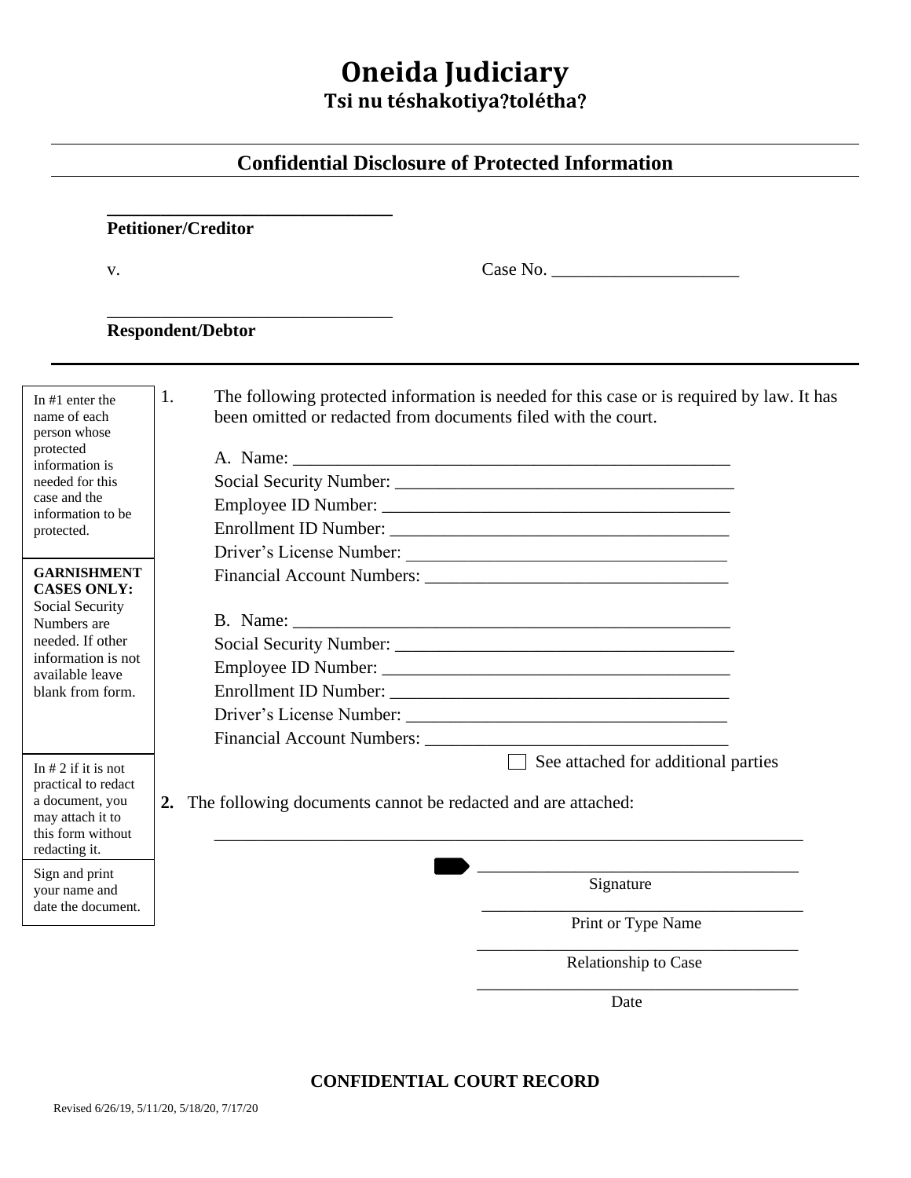# Oneida Judiciary

**Tsi nu téshakotiyaʔtolé thaʔ**

## Confidential Disclosure of Protected Information

________________________________
**Petitioner/Creditor**

v. Case No. ____________________

________________________________
**Respondent/Debtor**

In #1 enter the name of each person whose protected information is needed for this case and the information to be protected.

**GARNISHMENT CASES ONLY:** Social Security Numbers are needed. If other information is not available leave blank from form.

In # 2 if it is not practical to redact a document, you may attach it to this form without redacting it.

Sign and print your name and date the document.

1. The following protected information is needed for this case or is required by law. It has been omitted or redacted from documents filed with the court.

   A. Name: ______________________________________________
   Social Security Number: ________________________________
   Employee ID Number: __________________________________
   Enrollment ID Number: _________________________________
   Driver's License Number: _______________________________
   Financial Account Numbers: _____________________________

   B. Name: ______________________________________________
   Social Security Number: ________________________________
   Employee ID Number: __________________________________
   Enrollment ID Number: _________________________________
   Driver's License Number: _______________________________
   Financial Account Numbers: _____________________________

   ☐ See attached for additional parties

**2.** The following documents cannot be redacted and are attached:

______________________________________________________________

________________________________
Signature

________________________________
Print or Type Name

________________________________
Relationship to Case

________________________________
Date

**CONFIDENTIAL COURT RECORD**

Revised 6/26/19, 5/11/20, 5/18/20, 7/17/20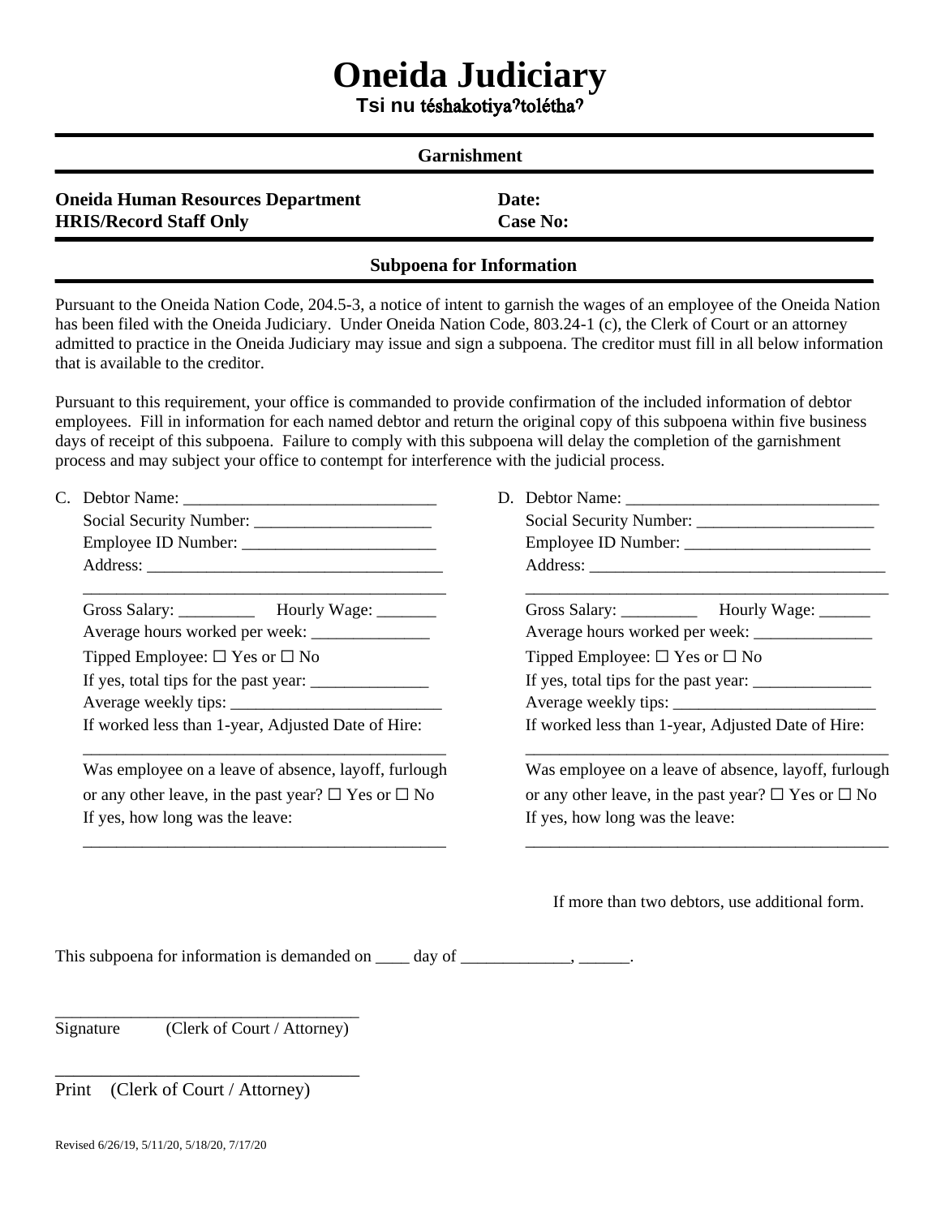# Oneida Judiciary

**Tsi nu téshakotiyaˀtolétha?**

---

**Garnishment**

---

**Oneida Human Resources Department** **Date:**
**HRIS/Record Staff Only** **Case No:**

---

**Subpoena for Information**

---

Pursuant to the Oneida Nation Code, 204.5-3, a notice of intent to garnish the wages of an employee of the Oneida Nation has been filed with the Oneida Judiciary. Under Oneida Nation Code, 803.24-1 (c), the Clerk of Court or an attorney admitted to practice in the Oneida Judiciary may issue and sign a subpoena. The creditor must fill in all below information that is available to the creditor.

Pursuant to this requirement, your office is commanded to provide confirmation of the included information of debtor employees. Fill in information for each named debtor and return the original copy of this subpoena within five business days of receipt of this subpoena. Failure to comply with this subpoena will delay the completion of the garnishment process and may subject your office to contempt for interference with the judicial process.

C. Debtor Name: ______________________________
Social Security Number: _____________________
Employee ID Number: _______________________
Address: ____________________________________
___________________________________________
Gross Salary: _________ Hourly Wage: _______
Average hours worked per week: ______________
Tipped Employee: ☐ Yes or ☐ No
If yes, total tips for the past year: ______________
Average weekly tips: __________________________
If worked less than 1-year, Adjusted Date of Hire:
___________________________________________
Was employee on a leave of absence, layoff, furlough or any other leave, in the past year? ☐ Yes or ☐ No
If yes, how long was the leave:
___________________________________________

D. Debtor Name: ______________________________
Social Security Number: _____________________
Employee ID Number: ______________________
Address: ____________________________________
___________________________________________
Gross Salary: _________ Hourly Wage: ______
Average hours worked per week: ______________
Tipped Employee: ☐ Yes or ☐ No
If yes, total tips for the past year: ______________
Average weekly tips: ________________________
If worked less than 1-year, Adjusted Date of Hire:
___________________________________________
Was employee on a leave of absence, layoff, furlough or any other leave, in the past year? ☐ Yes or ☐ No
If yes, how long was the leave:
___________________________________________

If more than two debtors, use additional form.

This subpoena for information is demanded on ____ day of _____________, ______.

___________________________________
Signature (Clerk of Court / Attorney)

___________________________________
Print (Clerk of Court / Attorney)

Revised 6/26/19, 5/11/20, 5/18/20, 7/17/20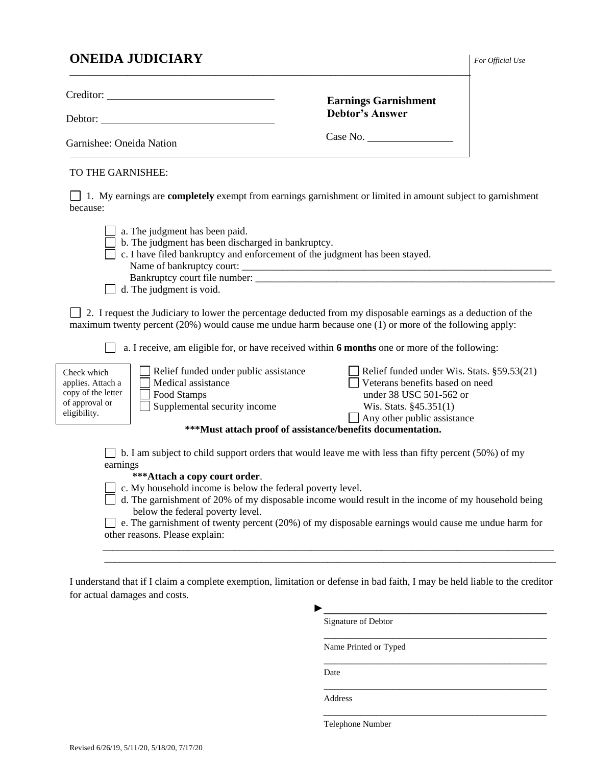# ONEIDA JUDICIARY

*For Official Use*

Creditor: ______________________________

Debtor: ______________________________

Garnishee: Oneida Nation

**Earnings Garnishment**
**Debtor's Answer**

Case No. ________________

TO THE GARNISHEE:

☐ 1. My earnings are **completely** exempt from earnings garnishment or limited in amount subject to garnishment because:

- ☐ a. The judgment has been paid.
- ☐ b. The judgment has been discharged in bankruptcy.
- ☐ c. I have filed bankruptcy and enforcement of the judgment has been stayed.
  Name of bankruptcy court: ________________________________________________________________
  Bankruptcy court file number: ____________________________________________________________
- ☐ d. The judgment is void.

☐ 2. I request the Judiciary to lower the percentage deducted from my disposable earnings as a deduction of the maximum twenty percent (20%) would cause me undue harm because one (1) or more of the following apply:

☐ a. I receive, am eligible for, or have received within **6 months** one or more of the following:

Check which applies. Attach a copy of the letter of approval or eligibility.

- ☐ Relief funded under public assistance
- ☐ Medical assistance
- ☐ Food Stamps
- ☐ Supplemental security income
- ☐ Relief funded under Wis. Stats. §59.53(21)
- ☐ Veterans benefits based on need under 38 USC 501-562 or Wis. Stats. §45.351(1)
- ☐ Any other public assistance

**\*\*\*Must attach proof of assistance/benefits documentation.**

☐ b. I am subject to child support orders that would leave me with less than fifty percent (50%) of my earnings
**\*\*\*Attach a copy court order**.

☐ c. My household income is below the federal poverty level.

☐ d. The garnishment of 20% of my disposable income would result in the income of my household being below the federal poverty level.

☐ e. The garnishment of twenty percent (20%) of my disposable earnings would cause me undue harm for other reasons. Please explain:

____________________________________________________________________________________________

____________________________________________________________________________________________

I understand that if I claim a complete exemption, limitation or defense in bad faith, I may be held liable to the creditor for actual damages and costs.

►______________________________________________
Signature of Debtor

______________________________________________
Name Printed or Typed

______________________________________________
Date

______________________________________________
Address

______________________________________________
Telephone Number

Revised 6/26/19, 5/11/20, 5/18/20, 7/17/20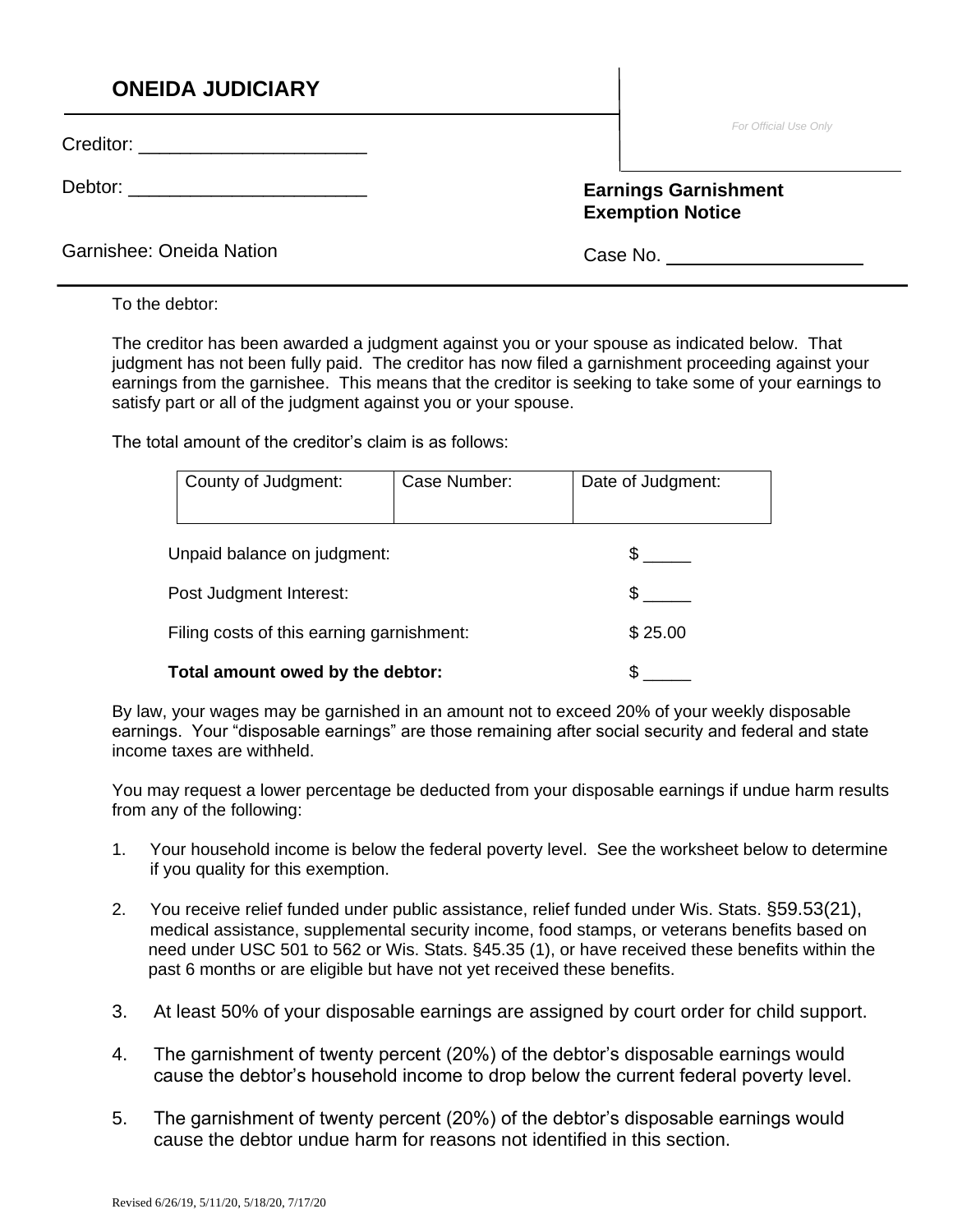## ONEIDA JUDICIARY

Creditor: ______________________

Debtor: _______________________

Garnishee: Oneida Nation

*For Official Use Only*

**Earnings Garnishment Exemption Notice**

Case No. ___________________

To the debtor:

The creditor has been awarded a judgment against you or your spouse as indicated below. That judgment has not been fully paid. The creditor has now filed a garnishment proceeding against your earnings from the garnishee. This means that the creditor is seeking to take some of your earnings to satisfy part or all of the judgment against you or your spouse.

The total amount of the creditor's claim is as follows:

| County of Judgment: | Case Number: | Date of Judgment: |
| --- | --- | --- |
| | | |

| | |
| --- | --- |
| Unpaid balance on judgment: | $ _____ |
| Post Judgment Interest: | $ _____ |
| Filing costs of this earning garnishment: | $ 25.00 |
| **Total amount owed by the debtor:** | $ _____ |

By law, your wages may be garnished in an amount not to exceed 20% of your weekly disposable earnings. Your "disposable earnings" are those remaining after social security and federal and state income taxes are withheld.

You may request a lower percentage be deducted from your disposable earnings if undue harm results from any of the following:

1. Your household income is below the federal poverty level. See the worksheet below to determine if you quality for this exemption.
2. You receive relief funded under public assistance, relief funded under Wis. Stats. §59.53(21), medical assistance, supplemental security income, food stamps, or veterans benefits based on need under USC 501 to 562 or Wis. Stats. §45.35 (1), or have received these benefits within the past 6 months or are eligible but have not yet received these benefits.
3. At least 50% of your disposable earnings are assigned by court order for child support.
4. The garnishment of twenty percent (20%) of the debtor's disposable earnings would cause the debtor's household income to drop below the current federal poverty level.
5. The garnishment of twenty percent (20%) of the debtor's disposable earnings would cause the debtor undue harm for reasons not identified in this section.

Revised 6/26/19, 5/11/20, 5/18/20, 7/17/20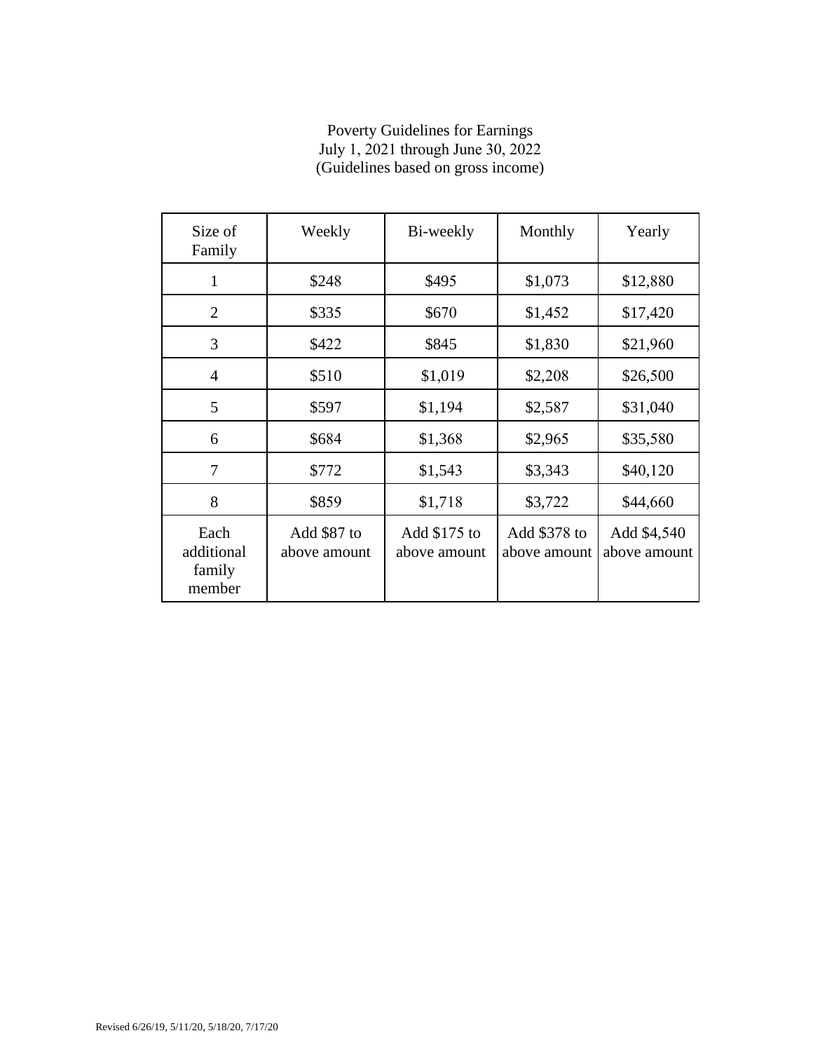Poverty Guidelines for Earnings
July 1, 2021 through June 30, 2022
(Guidelines based on gross income)

| Size of Family | Weekly | Bi-weekly | Monthly | Yearly |
|---|---|---|---|---|
| 1 | $248 | $495 | $1,073 | $12,880 |
| 2 | $335 | $670 | $1,452 | $17,420 |
| 3 | $422 | $845 | $1,830 | $21,960 |
| 4 | $510 | $1,019 | $2,208 | $26,500 |
| 5 | $597 | $1,194 | $2,587 | $31,040 |
| 6 | $684 | $1,368 | $2,965 | $35,580 |
| 7 | $772 | $1,543 | $3,343 | $40,120 |
| 8 | $859 | $1,718 | $3,722 | $44,660 |
| Each additional family member | Add $87 to above amount | Add $175 to above amount | Add $378 to above amount | Add $4,540 above amount |

Revised 6/26/19, 5/11/20, 5/18/20, 7/17/20